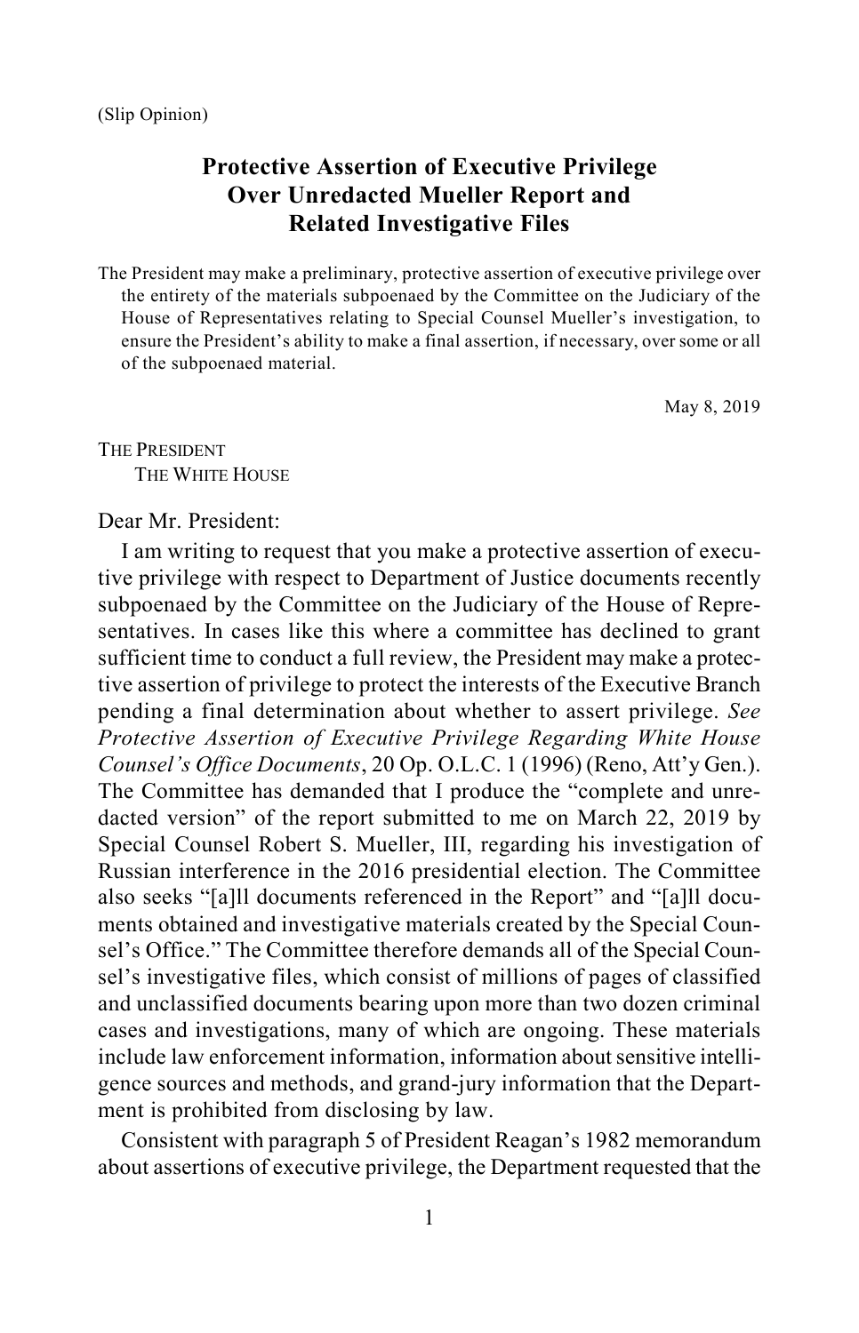(Slip Opinion)

# Protective Assertion of Executive Privilege Over Unredacted Mueller Report and Related Investigative Files

The President may make a preliminary, protective assertion of executive privilege over the entirety of the materials subpoenaed by the Committee on the Judiciary of the House of Representatives relating to Special Counsel Mueller's investigation, to ensure the President's ability to make a final assertion, if necessary, over some or all of the subpoenaed material.

May 8, 2019

THE PRESIDENT
THE WHITE HOUSE

Dear Mr. President:

I am writing to request that you make a protective assertion of executive privilege with respect to Department of Justice documents recently subpoenaed by the Committee on the Judiciary of the House of Representatives. In cases like this where a committee has declined to grant sufficient time to conduct a full review, the President may make a protective assertion of privilege to protect the interests of the Executive Branch pending a final determination about whether to assert privilege. *See Protective Assertion of Executive Privilege Regarding White House Counsel's Office Documents*, 20 Op. O.L.C. 1 (1996) (Reno, Att'y Gen.). The Committee has demanded that I produce the "complete and unredacted version" of the report submitted to me on March 22, 2019 by Special Counsel Robert S. Mueller, III, regarding his investigation of Russian interference in the 2016 presidential election. The Committee also seeks "[a]ll documents referenced in the Report" and "[a]ll documents obtained and investigative materials created by the Special Counsel's Office." The Committee therefore demands all of the Special Counsel's investigative files, which consist of millions of pages of classified and unclassified documents bearing upon more than two dozen criminal cases and investigations, many of which are ongoing. These materials include law enforcement information, information about sensitive intelligence sources and methods, and grand-jury information that the Department is prohibited from disclosing by law.

Consistent with paragraph 5 of President Reagan's 1982 memorandum about assertions of executive privilege, the Department requested that the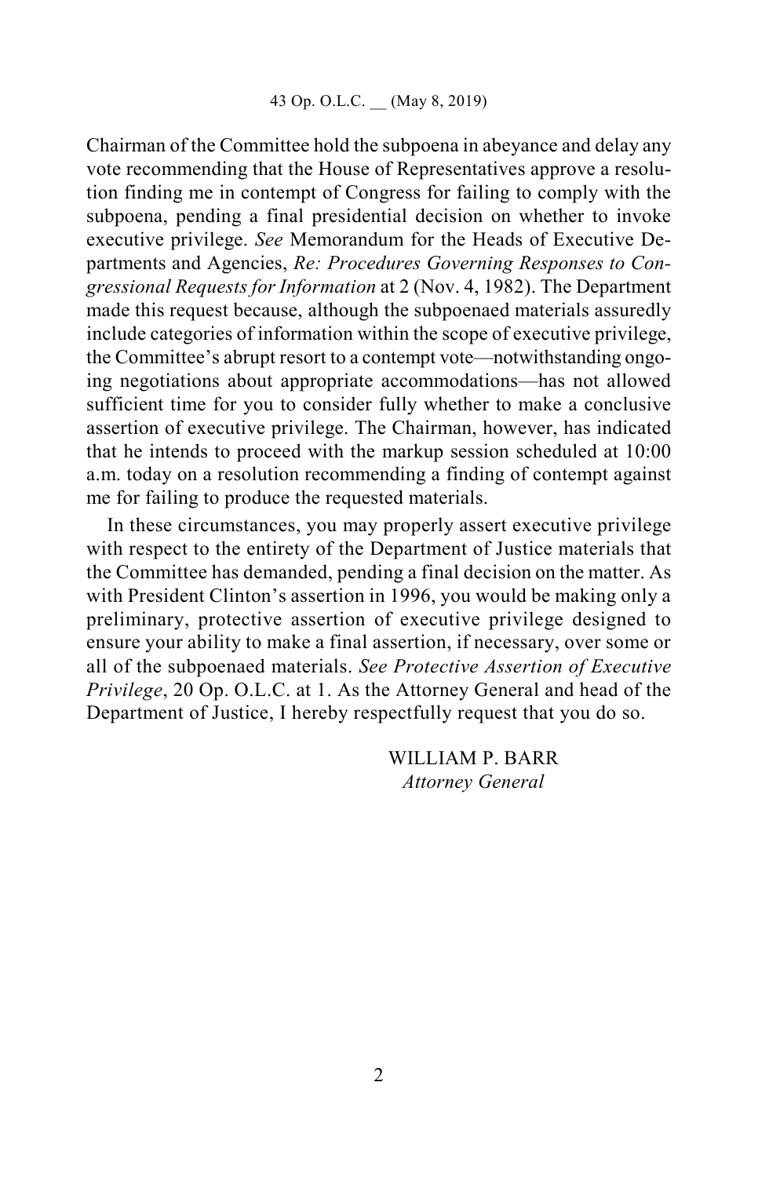Chairman of the Committee hold the subpoena in abeyance and delay any vote recommending that the House of Representatives approve a resolution finding me in contempt of Congress for failing to comply with the subpoena, pending a final presidential decision on whether to invoke executive privilege. *See* Memorandum for the Heads of Executive Departments and Agencies, *Re: Procedures Governing Responses to Congressional Requests for Information* at 2 (Nov. 4, 1982). The Department made this request because, although the subpoenaed materials assuredly include categories of information within the scope of executive privilege, the Committee's abrupt resort to a contempt vote—notwithstanding ongoing negotiations about appropriate accommodations—has not allowed sufficient time for you to consider fully whether to make a conclusive assertion of executive privilege. The Chairman, however, has indicated that he intends to proceed with the markup session scheduled at 10:00 a.m. today on a resolution recommending a finding of contempt against me for failing to produce the requested materials.

In these circumstances, you may properly assert executive privilege with respect to the entirety of the Department of Justice materials that the Committee has demanded, pending a final decision on the matter. As with President Clinton's assertion in 1996, you would be making only a preliminary, protective assertion of executive privilege designed to ensure your ability to make a final assertion, if necessary, over some or all of the subpoenaed materials. *See Protective Assertion of Executive Privilege*, 20 Op. O.L.C. at 1. As the Attorney General and head of the Department of Justice, I hereby respectfully request that you do so.

WILLIAM P. BARR
*Attorney General*